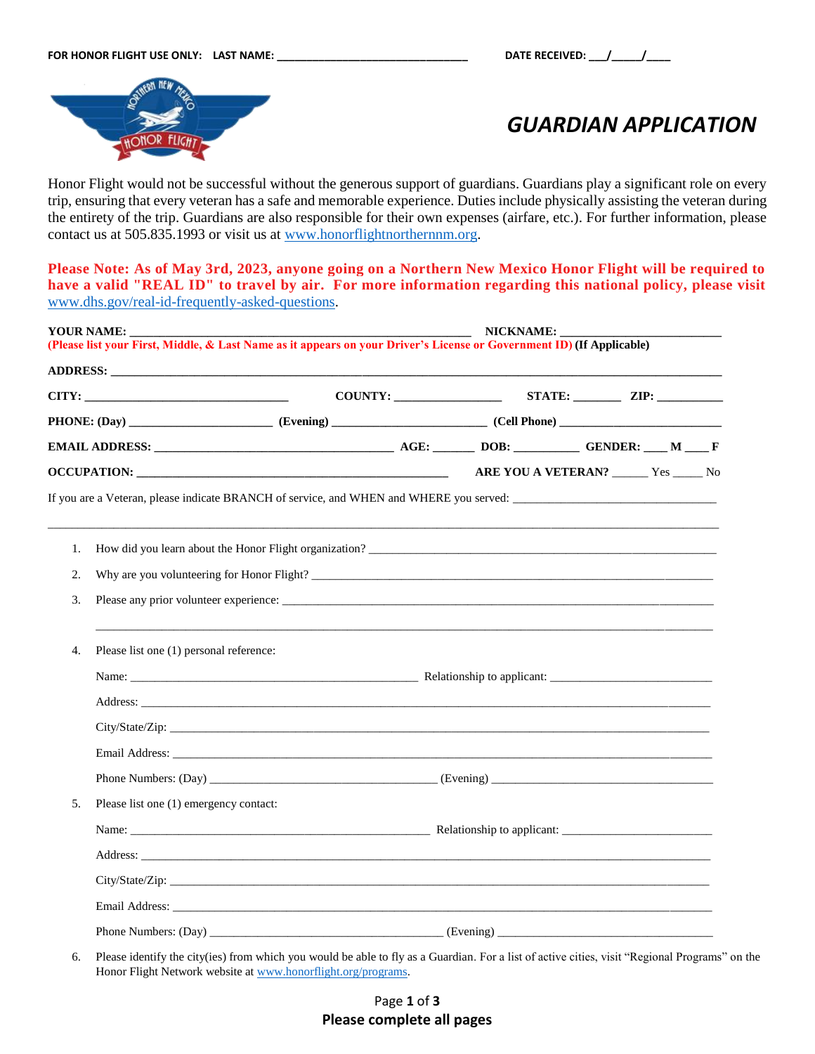FOR HONOR FLIGHT USE ONLY: LAST NAME: ______________________________ DATE RECEIVED: ___/_____/____

# GUARDIAN APPLICATION

Honor Flight would not be successful without the generous support of guardians. Guardians play a significant role on every trip, ensuring that every veteran has a safe and memorable experience. Duties include physically assisting the veteran during the entirety of the trip. Guardians are also responsible for their own expenses (airfare, etc.). For further information, please contact us at 505.835.1993 or visit us at www.honorflightnorthernnm.org.

**Please Note: As of May 3rd, 2023, anyone going on a Northern New Mexico Honor Flight will be required to have a valid "REAL ID" to travel by air. For more information regarding this national policy, please visit** www.dhs.gov/real-id-frequently-asked-questions.

**YOUR NAME:** ______________________________ **NICKNAME:** ______________________
**(Please list your First, Middle, & Last Name as it appears on your Driver's License or Government ID)** **(If Applicable)**

**ADDRESS:** ______________________________________________________________

**CITY:** ________________________ **COUNTY:** ______________ **STATE:** _______ **ZIP:** __________

**PHONE: (Day)** ____________________ **(Evening)** ____________________ **(Cell Phone)** ____________________

**EMAIL ADDRESS:** ______________________________ **AGE:** ______ **DOB:** __________ **GENDER:** ____ **M** ____ **F**

**OCCUPATION:** ____________________________________ **ARE YOU A VETERAN?** _____ Yes _____ No

If you are a Veteran, please indicate BRANCH of service, and WHEN and WHERE you served: ______________________________

______________________________________________________________________________

1. How did you learn about the Honor Flight organization? ______________________________________
2. Why are you volunteering for Honor Flight? ______________________________________________
3. Please any prior volunteer experience: __________________________________________________

   ______________________________________________________________________________
4. Please list one (1) personal reference:

   Name: ____________________________________ Relationship to applicant: ____________________

   Address: __________________________________________________________________________

   City/State/Zip: _____________________________________________________________________

   Email Address: _____________________________________________________________________

   Phone Numbers: (Day) ____________________________ (Evening) ____________________________
5. Please list one (1) emergency contact:

   Name: ____________________________________ Relationship to applicant: ____________________

   Address: __________________________________________________________________________

   City/State/Zip: _____________________________________________________________________

   Email Address: _____________________________________________________________________

   Phone Numbers: (Day) ____________________________ (Evening) ____________________________
6. Please identify the city(ies) from which you would be able to fly as a Guardian. For a list of active cities, visit "Regional Programs" on the Honor Flight Network website at www.honorflight.org/programs.

**Please complete all pages**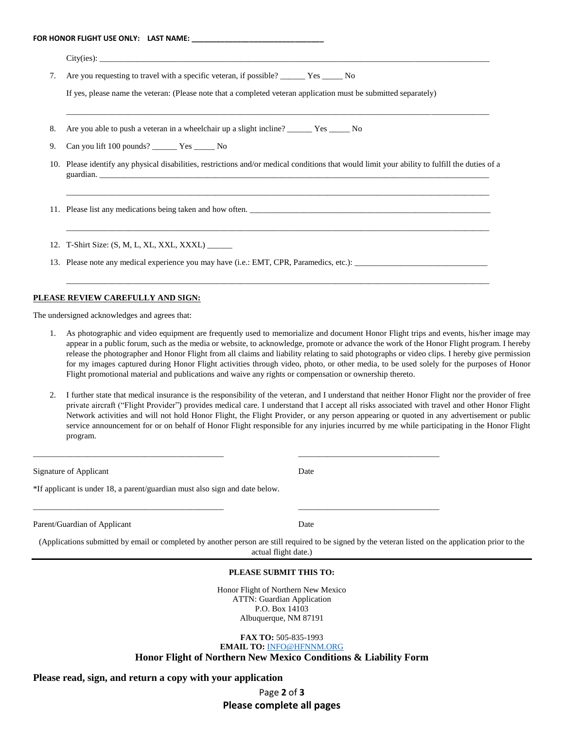**FOR HONOR FLIGHT USE ONLY: LAST NAME: ______________________________**

City(ies): ________________________________________________________________________________

7. Are you requesting to travel with a specific veteran, if possible? ______ Yes _____ No

   If yes, please name the veteran: (Please note that a completed veteran application must be submitted separately)

   ________________________________________________________________________________________

8. Are you able to push a veteran in a wheelchair up a slight incline? ______ Yes _____ No

9. Can you lift 100 pounds? ______ Yes _____ No

10. Please identify any physical disabilities, restrictions and/or medical conditions that would limit your ability to fulfill the duties of a guardian. ________________________________________________________________________________

    ________________________________________________________________________________________

11. Please list any medications being taken and how often. ____________________________________________

    ________________________________________________________________________________________

12. T-Shirt Size: (S, M, L, XL, XXL, XXXL) ______

13. Please note any medical experience you may have (i.e.: EMT, CPR, Paramedics, etc.): ___________________________

    ________________________________________________________________________________________

**PLEASE REVIEW CAREFULLY AND SIGN:**

The undersigned acknowledges and agrees that:

1. As photographic and video equipment are frequently used to memorialize and document Honor Flight trips and events, his/her image may appear in a public forum, such as the media or website, to acknowledge, promote or advance the work of the Honor Flight program. I hereby release the photographer and Honor Flight from all claims and liability relating to said photographs or video clips. I hereby give permission for my images captured during Honor Flight activities through video, photo, or other media, to be used solely for the purposes of Honor Flight promotional material and publications and waive any rights or compensation or ownership thereto.

2. I further state that medical insurance is the responsibility of the veteran, and I understand that neither Honor Flight nor the provider of free private aircraft ("Flight Provider") provides medical care. I understand that I accept all risks associated with travel and other Honor Flight Network activities and will not hold Honor Flight, the Flight Provider, or any person appearing or quoted in any advertisement or public service announcement for or on behalf of Honor Flight responsible for any injuries incurred by me while participating in the Honor Flight program.

_______________________________________ _______________________________

Signature of Applicant Date

*If applicant is under 18, a parent/guardian must also sign and date below.

_______________________________________ _______________________________

Parent/Guardian of Applicant Date

(Applications submitted by email or completed by another person are still required to be signed by the veteran listed on the application prior to the actual flight date.)

---

**PLEASE SUBMIT THIS TO:**

Honor Flight of Northern New Mexico
ATTN: Guardian Application
P.O. Box 14103
Albuquerque, NM 87191

**FAX TO:** 505-835-1993
**EMAIL TO:** INFO@HFNNM.ORG

**Honor Flight of Northern New Mexico Conditions & Liability Form**

**Please read, sign, and return a copy with your application**

**Please complete all pages**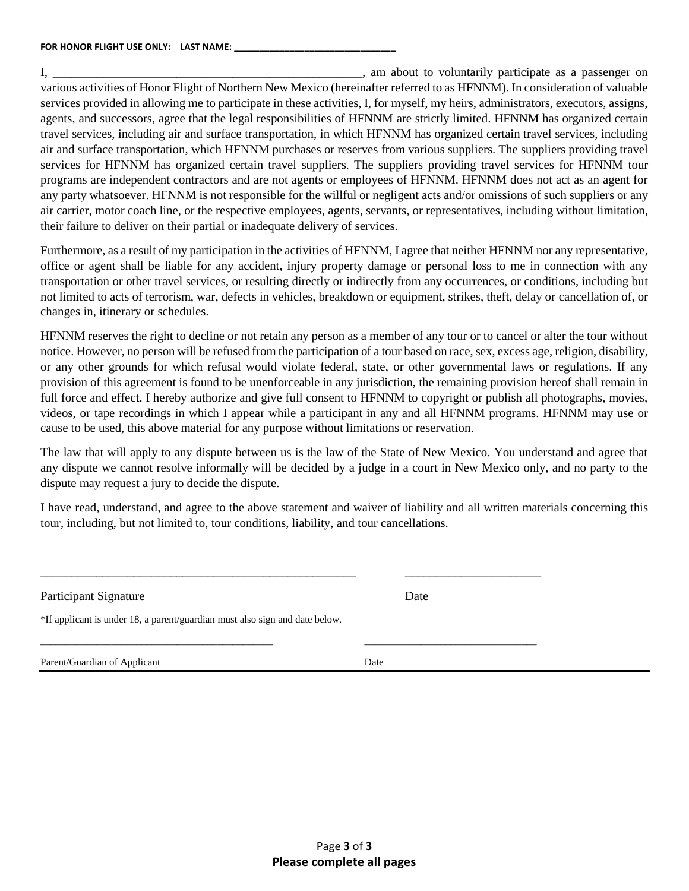**FOR HONOR FLIGHT USE ONLY: LAST NAME: ______________________________**

I, ____________________________________________________, am about to voluntarily participate as a passenger on various activities of Honor Flight of Northern New Mexico (hereinafter referred to as HFNNM). In consideration of valuable services provided in allowing me to participate in these activities, I, for myself, my heirs, administrators, executors, assigns, agents, and successors, agree that the legal responsibilities of HFNNM are strictly limited. HFNNM has organized certain travel services, including air and surface transportation, in which HFNNM has organized certain travel services, including air and surface transportation, which HFNNM purchases or reserves from various suppliers. The suppliers providing travel services for HFNNM has organized certain travel suppliers. The suppliers providing travel services for HFNNM tour programs are independent contractors and are not agents or employees of HFNNM. HFNNM does not act as an agent for any party whatsoever. HFNNM is not responsible for the willful or negligent acts and/or omissions of such suppliers or any air carrier, motor coach line, or the respective employees, agents, servants, or representatives, including without limitation, their failure to deliver on their partial or inadequate delivery of services.

Furthermore, as a result of my participation in the activities of HFNNM, I agree that neither HFNNM nor any representative, office or agent shall be liable for any accident, injury property damage or personal loss to me in connection with any transportation or other travel services, or resulting directly or indirectly from any occurrences, or conditions, including but not limited to acts of terrorism, war, defects in vehicles, breakdown or equipment, strikes, theft, delay or cancellation of, or changes in, itinerary or schedules.

HFNNM reserves the right to decline or not retain any person as a member of any tour or to cancel or alter the tour without notice. However, no person will be refused from the participation of a tour based on race, sex, excess age, religion, disability, or any other grounds for which refusal would violate federal, state, or other governmental laws or regulations. If any provision of this agreement is found to be unenforceable in any jurisdiction, the remaining provision hereof shall remain in full force and effect. I hereby authorize and give full consent to HFNNM to copyright or publish all photographs, movies, videos, or tape recordings in which I appear while a participant in any and all HFNNM programs. HFNNM may use or cause to be used, this above material for any purpose without limitations or reservation.

The law that will apply to any dispute between us is the law of the State of New Mexico. You understand and agree that any dispute we cannot resolve informally will be decided by a judge in a court in New Mexico only, and no party to the dispute may request a jury to decide the dispute.

I have read, understand, and agree to the above statement and waiver of liability and all written materials concerning this tour, including, but not limited to, tour conditions, liability, and tour cancellations.

______________________________________________________ ______________________

Participant Signature Date

*If applicant is under 18, a parent/guardian must also sign and date below.

____________________________________________ ________________________________

Parent/Guardian of Applicant Date

**Please complete all pages**